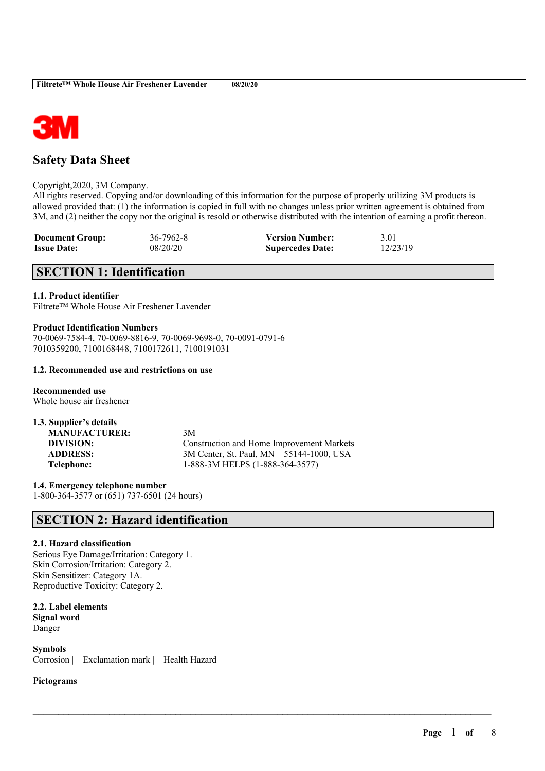# Safety Data Sheet

Copyright,2020, 3M Company.
All rights reserved. Copying and/or downloading of this information for the purpose of properly utilizing 3M products is allowed provided that: (1) the information is copied in full with no changes unless prior written agreement is obtained from 3M, and (2) neither the copy nor the original is resold or otherwise distributed with the intention of earning a profit thereon.

| | | | |
|---|---|---|---|
| **Document Group:** | 36-7962-8 | **Version Number:** | 3.01 |
| **Issue Date:** | 08/20/20 | **Supercedes Date:** | 12/23/19 |

## SECTION 1: Identification

**1.1. Product identifier**
Filtrete™ Whole House Air Freshener Lavender

**Product Identification Numbers**
70-0069-7584-4, 70-0069-8816-9, 70-0069-9698-0, 70-0091-0791-6
7010359200, 7100168448, 7100172611, 7100191031

**1.2. Recommended use and restrictions on use**

**Recommended use**
Whole house air freshener

**1.3. Supplier's details**

| | |
|---|---|
| **MANUFACTURER:** | 3M |
| **DIVISION:** | Construction and Home Improvement Markets |
| **ADDRESS:** | 3M Center, St. Paul, MN 55144-1000, USA |
| **Telephone:** | 1-888-3M HELPS (1-888-364-3577) |

**1.4. Emergency telephone number**
1-800-364-3577 or (651) 737-6501 (24 hours)

## SECTION 2: Hazard identification

**2.1. Hazard classification**
Serious Eye Damage/Irritation: Category 1.
Skin Corrosion/Irritation: Category 2.
Skin Sensitizer: Category 1A.
Reproductive Toxicity: Category 2.

**2.2. Label elements**
**Signal word**
Danger

**Symbols**
Corrosion | Exclamation mark | Health Hazard |

**Pictograms**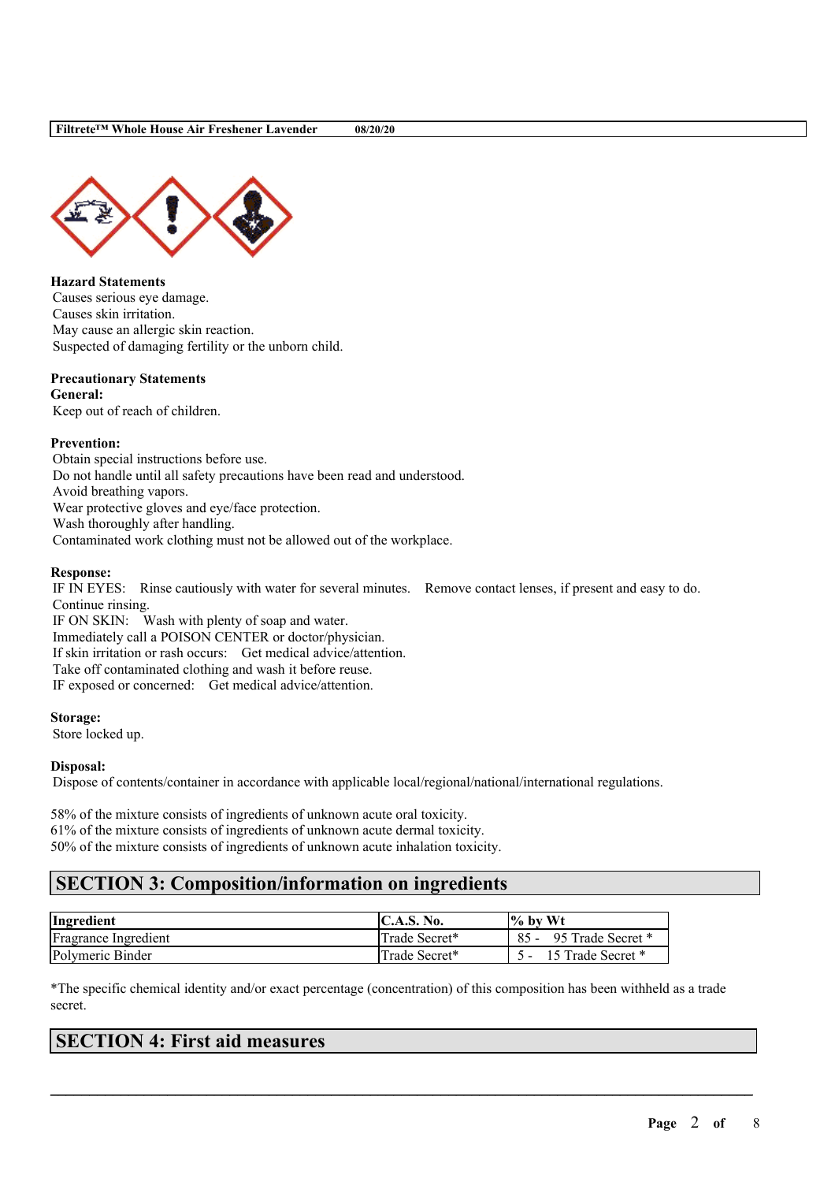### Hazard Statements

Causes serious eye damage.
Causes skin irritation.
May cause an allergic skin reaction.
Suspected of damaging fertility or the unborn child.

### Precautionary Statements

**General:**

Keep out of reach of children.

**Prevention:**

Obtain special instructions before use.
Do not handle until all safety precautions have been read and understood.
Avoid breathing vapors.
Wear protective gloves and eye/face protection.
Wash thoroughly after handling.
Contaminated work clothing must not be allowed out of the workplace.

**Response:**

IF IN EYES: Rinse cautiously with water for several minutes. Remove contact lenses, if present and easy to do. Continue rinsing.
IF ON SKIN: Wash with plenty of soap and water.
Immediately call a POISON CENTER or doctor/physician.
If skin irritation or rash occurs: Get medical advice/attention.
Take off contaminated clothing and wash it before reuse.
IF exposed or concerned: Get medical advice/attention.

**Storage:**

Store locked up.

**Disposal:**

Dispose of contents/container in accordance with applicable local/regional/national/international regulations.

58% of the mixture consists of ingredients of unknown acute oral toxicity.
61% of the mixture consists of ingredients of unknown acute dermal toxicity.
50% of the mixture consists of ingredients of unknown acute inhalation toxicity.

## SECTION 3: Composition/information on ingredients

| Ingredient | C.A.S. No. | % by Wt |
|---|---|---|
| Fragrance Ingredient | Trade Secret* | 85 - 95 Trade Secret * |
| Polymeric Binder | Trade Secret* | 5 - 15 Trade Secret * |

*The specific chemical identity and/or exact percentage (concentration) of this composition has been withheld as a trade secret.

## SECTION 4: First aid measures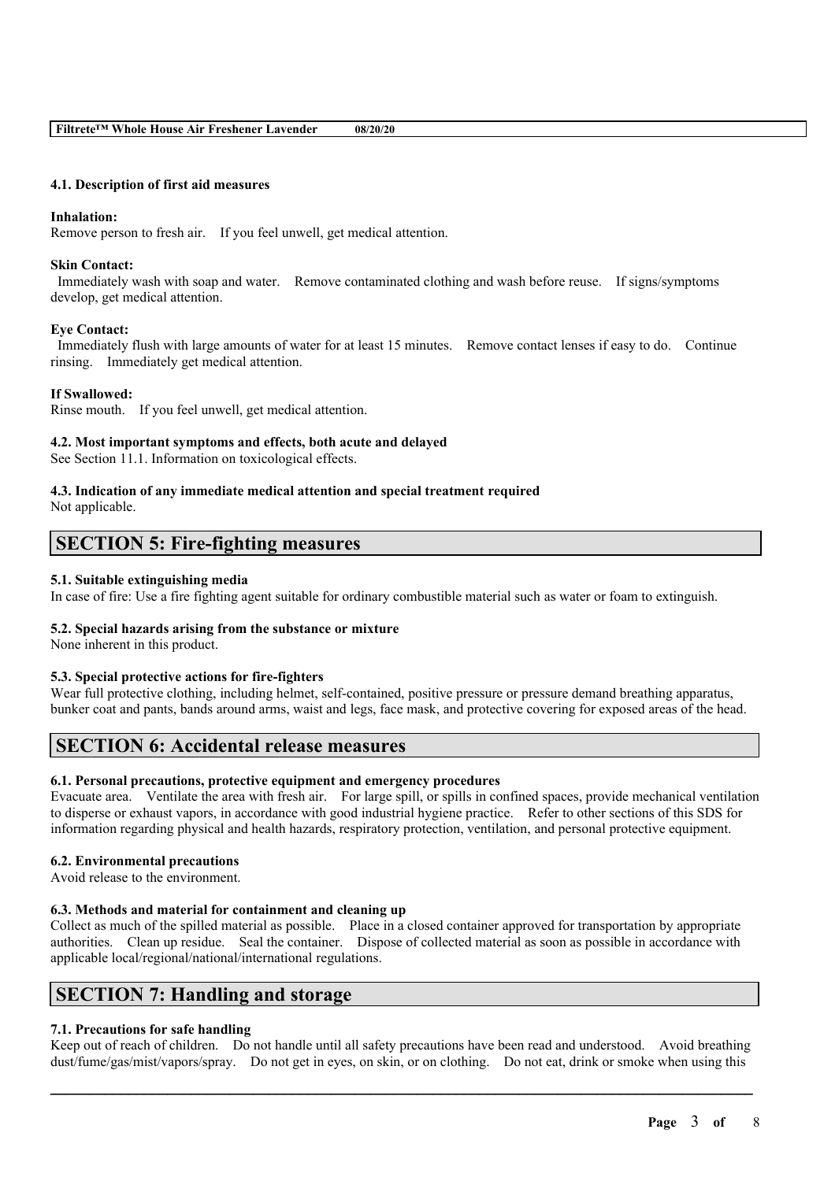#### 4.1. Description of first aid measures

**Inhalation:**
Remove person to fresh air. If you feel unwell, get medical attention.

**Skin Contact:**
Immediately wash with soap and water. Remove contaminated clothing and wash before reuse. If signs/symptoms develop, get medical attention.

**Eye Contact:**
Immediately flush with large amounts of water for at least 15 minutes. Remove contact lenses if easy to do. Continue rinsing. Immediately get medical attention.

**If Swallowed:**
Rinse mouth. If you feel unwell, get medical attention.

#### 4.2. Most important symptoms and effects, both acute and delayed
See Section 11.1. Information on toxicological effects.

#### 4.3. Indication of any immediate medical attention and special treatment required
Not applicable.

## SECTION 5: Fire-fighting measures

#### 5.1. Suitable extinguishing media
In case of fire: Use a fire fighting agent suitable for ordinary combustible material such as water or foam to extinguish.

#### 5.2. Special hazards arising from the substance or mixture
None inherent in this product.

#### 5.3. Special protective actions for fire-fighters
Wear full protective clothing, including helmet, self-contained, positive pressure or pressure demand breathing apparatus, bunker coat and pants, bands around arms, waist and legs, face mask, and protective covering for exposed areas of the head.

## SECTION 6: Accidental release measures

#### 6.1. Personal precautions, protective equipment and emergency procedures
Evacuate area. Ventilate the area with fresh air. For large spill, or spills in confined spaces, provide mechanical ventilation to disperse or exhaust vapors, in accordance with good industrial hygiene practice. Refer to other sections of this SDS for information regarding physical and health hazards, respiratory protection, ventilation, and personal protective equipment.

#### 6.2. Environmental precautions
Avoid release to the environment.

#### 6.3. Methods and material for containment and cleaning up
Collect as much of the spilled material as possible. Place in a closed container approved for transportation by appropriate authorities. Clean up residue. Seal the container. Dispose of collected material as soon as possible in accordance with applicable local/regional/national/international regulations.

## SECTION 7: Handling and storage

#### 7.1. Precautions for safe handling
Keep out of reach of children. Do not handle until all safety precautions have been read and understood. Avoid breathing dust/fume/gas/mist/vapors/spray. Do not get in eyes, on skin, or on clothing. Do not eat, drink or smoke when using this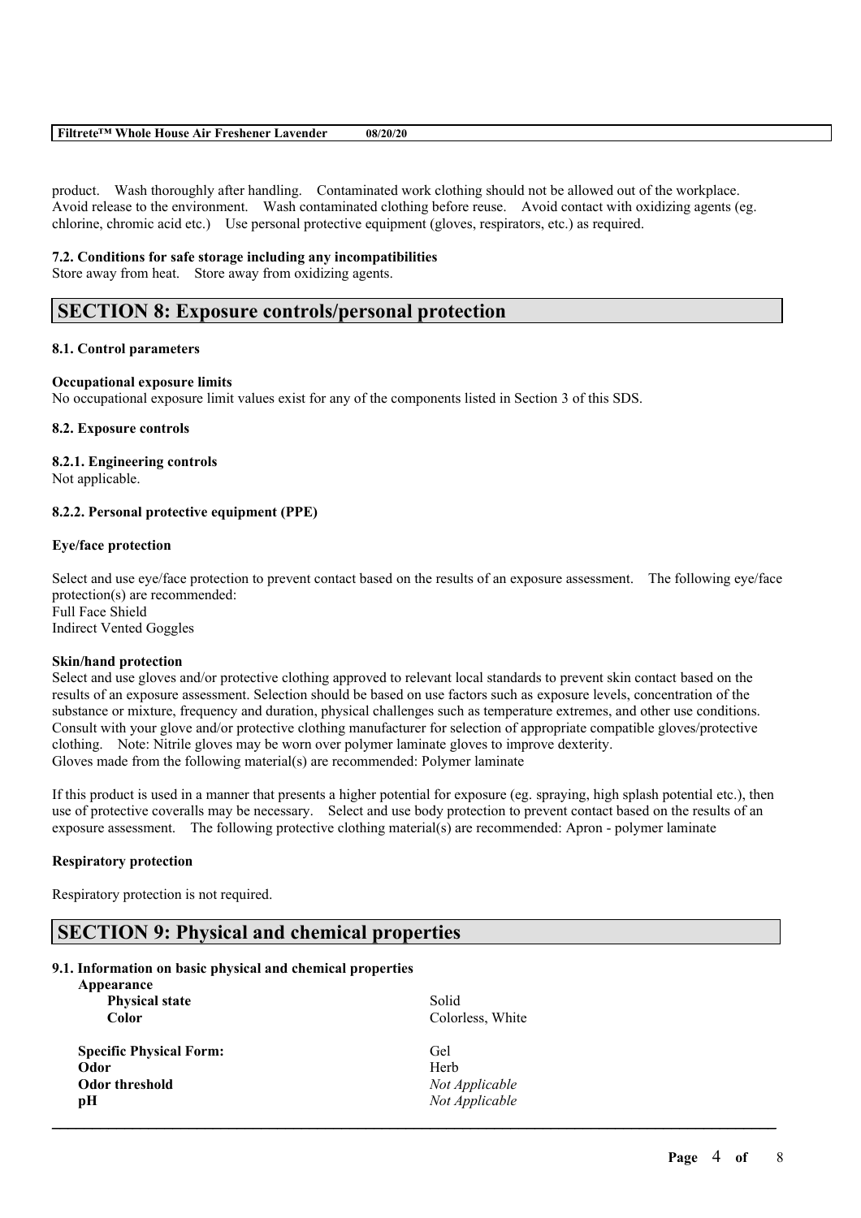product. Wash thoroughly after handling. Contaminated work clothing should not be allowed out of the workplace. Avoid release to the environment. Wash contaminated clothing before reuse. Avoid contact with oxidizing agents (eg. chlorine, chromic acid etc.) Use personal protective equipment (gloves, respirators, etc.) as required.

**7.2. Conditions for safe storage including any incompatibilities**

Store away from heat. Store away from oxidizing agents.

## SECTION 8: Exposure controls/personal protection

**8.1. Control parameters**

**Occupational exposure limits**

No occupational exposure limit values exist for any of the components listed in Section 3 of this SDS.

**8.2. Exposure controls**

**8.2.1. Engineering controls**

Not applicable.

**8.2.2. Personal protective equipment (PPE)**

**Eye/face protection**

Select and use eye/face protection to prevent contact based on the results of an exposure assessment. The following eye/face protection(s) are recommended:
Full Face Shield
Indirect Vented Goggles

**Skin/hand protection**

Select and use gloves and/or protective clothing approved to relevant local standards to prevent skin contact based on the results of an exposure assessment. Selection should be based on use factors such as exposure levels, concentration of the substance or mixture, frequency and duration, physical challenges such as temperature extremes, and other use conditions. Consult with your glove and/or protective clothing manufacturer for selection of appropriate compatible gloves/protective clothing. Note: Nitrile gloves may be worn over polymer laminate gloves to improve dexterity.
Gloves made from the following material(s) are recommended: Polymer laminate

If this product is used in a manner that presents a higher potential for exposure (eg. spraying, high splash potential etc.), then use of protective coveralls may be necessary. Select and use body protection to prevent contact based on the results of an exposure assessment. The following protective clothing material(s) are recommended: Apron - polymer laminate

**Respiratory protection**

Respiratory protection is not required.

## SECTION 9: Physical and chemical properties

**9.1. Information on basic physical and chemical properties**

| | |
|---|---|
| **Appearance** | |
| **Physical state** | Solid |
| **Color** | Colorless, White |
| **Specific Physical Form:** | Gel |
| **Odor** | Herb |
| **Odor threshold** | *Not Applicable* |
| **pH** | *Not Applicable* |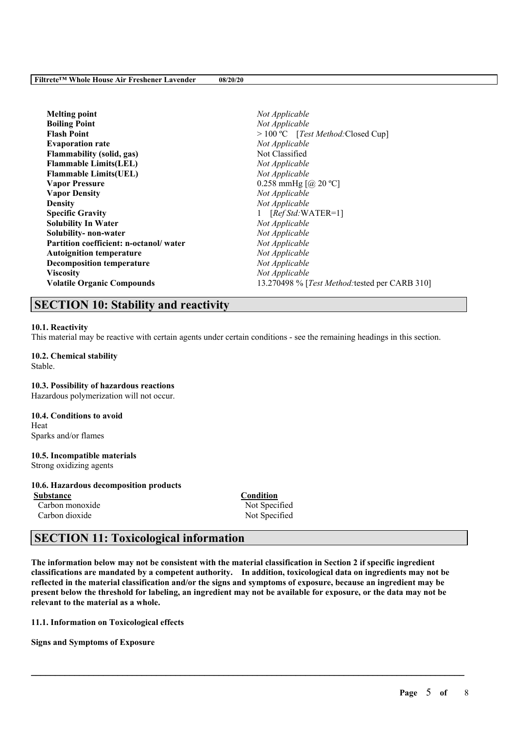| Property | Value |
| --- | --- |
| **Melting point** | *Not Applicable* |
| **Boiling Point** | *Not Applicable* |
| **Flash Point** | > 100 ºC  [*Test Method:*Closed Cup] |
| **Evaporation rate** | *Not Applicable* |
| **Flammability (solid, gas)** | Not Classified |
| **Flammable Limits(LEL)** | *Not Applicable* |
| **Flammable Limits(UEL)** | *Not Applicable* |
| **Vapor Pressure** | 0.258 mmHg [@ 20 ºC] |
| **Vapor Density** | *Not Applicable* |
| **Density** | *Not Applicable* |
| **Specific Gravity** | 1  [*Ref Std:*WATER=1] |
| **Solubility In Water** | *Not Applicable* |
| **Solubility- non-water** | *Not Applicable* |
| **Partition coefficient: n-octanol/ water** | *Not Applicable* |
| **Autoignition temperature** | *Not Applicable* |
| **Decomposition temperature** | *Not Applicable* |
| **Viscosity** | *Not Applicable* |
| **Volatile Organic Compounds** | 13.270498 % [*Test Method:*tested per CARB 310] |

## SECTION 10: Stability and reactivity

**10.1. Reactivity**
This material may be reactive with certain agents under certain conditions - see the remaining headings in this section.

**10.2. Chemical stability**
Stable.

**10.3. Possibility of hazardous reactions**
Hazardous polymerization will not occur.

**10.4. Conditions to avoid**
Heat
Sparks and/or flames

**10.5. Incompatible materials**
Strong oxidizing agents

**10.6. Hazardous decomposition products**

| Substance | Condition |
| --- | --- |
| Carbon monoxide | Not Specified |
| Carbon dioxide | Not Specified |

## SECTION 11: Toxicological information

**The information below may not be consistent with the material classification in Section 2 if specific ingredient classifications are mandated by a competent authority. In addition, toxicological data on ingredients may not be reflected in the material classification and/or the signs and symptoms of exposure, because an ingredient may be present below the threshold for labeling, an ingredient may not be available for exposure, or the data may not be relevant to the material as a whole.**

**11.1. Information on Toxicological effects**

**Signs and Symptoms of Exposure**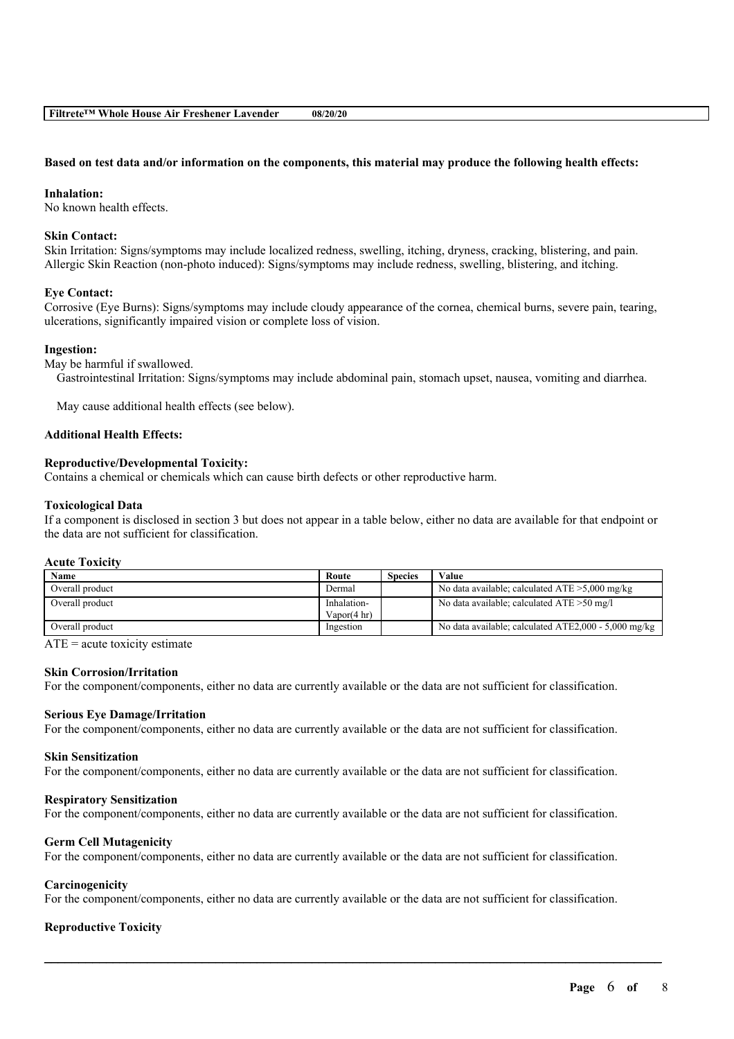**Based on test data and/or information on the components, this material may produce the following health effects:**

**Inhalation:**
No known health effects.

**Skin Contact:**
Skin Irritation: Signs/symptoms may include localized redness, swelling, itching, dryness, cracking, blistering, and pain.
Allergic Skin Reaction (non-photo induced): Signs/symptoms may include redness, swelling, blistering, and itching.

**Eye Contact:**
Corrosive (Eye Burns): Signs/symptoms may include cloudy appearance of the cornea, chemical burns, severe pain, tearing, ulcerations, significantly impaired vision or complete loss of vision.

**Ingestion:**
May be harmful if swallowed.
Gastrointestinal Irritation: Signs/symptoms may include abdominal pain, stomach upset, nausea, vomiting and diarrhea.

May cause additional health effects (see below).

**Additional Health Effects:**

**Reproductive/Developmental Toxicity:**
Contains a chemical or chemicals which can cause birth defects or other reproductive harm.

**Toxicological Data**
If a component is disclosed in section 3 but does not appear in a table below, either no data are available for that endpoint or the data are not sufficient for classification.

**Acute Toxicity**

| Name | Route | Species | Value |
|---|---|---|---|
| Overall product | Dermal | | No data available; calculated ATE >5,000 mg/kg |
| Overall product | Inhalation-Vapor(4 hr) | | No data available; calculated ATE >50 mg/l |
| Overall product | Ingestion | | No data available; calculated ATE2,000 - 5,000 mg/kg |

ATE = acute toxicity estimate

**Skin Corrosion/Irritation**
For the component/components, either no data are currently available or the data are not sufficient for classification.

**Serious Eye Damage/Irritation**
For the component/components, either no data are currently available or the data are not sufficient for classification.

**Skin Sensitization**
For the component/components, either no data are currently available or the data are not sufficient for classification.

**Respiratory Sensitization**
For the component/components, either no data are currently available or the data are not sufficient for classification.

**Germ Cell Mutagenicity**
For the component/components, either no data are currently available or the data are not sufficient for classification.

**Carcinogenicity**
For the component/components, either no data are currently available or the data are not sufficient for classification.

**Reproductive Toxicity**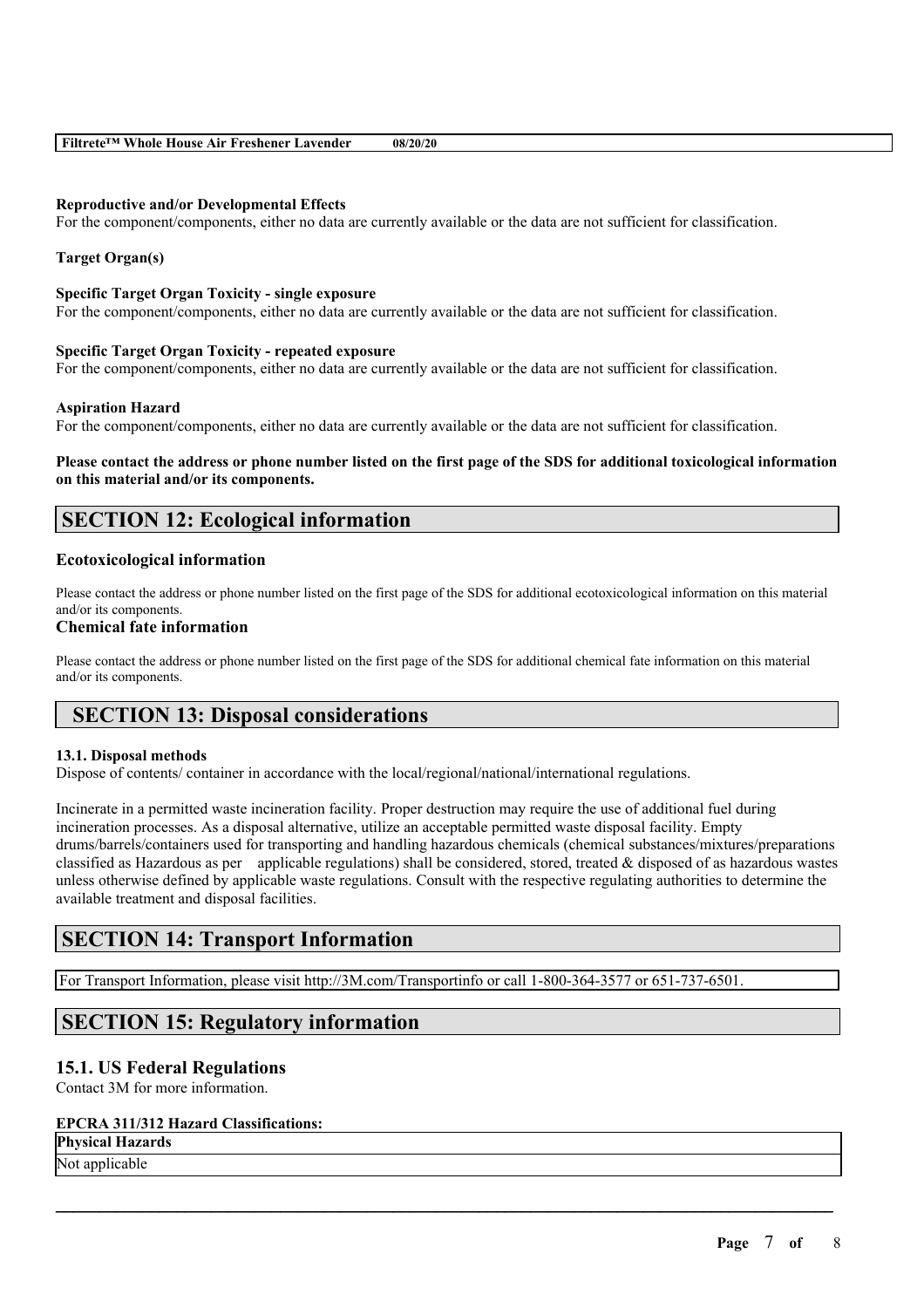#### Reproductive and/or Developmental Effects
For the component/components, either no data are currently available or the data are not sufficient for classification.

#### Target Organ(s)

#### Specific Target Organ Toxicity - single exposure
For the component/components, either no data are currently available or the data are not sufficient for classification.

#### Specific Target Organ Toxicity - repeated exposure
For the component/components, either no data are currently available or the data are not sufficient for classification.

#### Aspiration Hazard
For the component/components, either no data are currently available or the data are not sufficient for classification.

**Please contact the address or phone number listed on the first page of the SDS for additional toxicological information on this material and/or its components.**

## SECTION 12: Ecological information

### Ecotoxicological information

Please contact the address or phone number listed on the first page of the SDS for additional ecotoxicological information on this material and/or its components.

### Chemical fate information

Please contact the address or phone number listed on the first page of the SDS for additional chemical fate information on this material and/or its components.

## SECTION 13: Disposal considerations

#### 13.1. Disposal methods
Dispose of contents/ container in accordance with the local/regional/national/international regulations.

Incinerate in a permitted waste incineration facility. Proper destruction may require the use of additional fuel during incineration processes. As a disposal alternative, utilize an acceptable permitted waste disposal facility. Empty drums/barrels/containers used for transporting and handling hazardous chemicals (chemical substances/mixtures/preparations classified as Hazardous as per applicable regulations) shall be considered, stored, treated & disposed of as hazardous wastes unless otherwise defined by applicable waste regulations. Consult with the respective regulating authorities to determine the available treatment and disposal facilities.

## SECTION 14: Transport Information

For Transport Information, please visit http://3M.com/Transportinfo or call 1-800-364-3577 or 651-737-6501.

## SECTION 15: Regulatory information

### 15.1. US Federal Regulations
Contact 3M for more information.

#### EPCRA 311/312 Hazard Classifications:

| Physical Hazards |
| --- |
| Not applicable |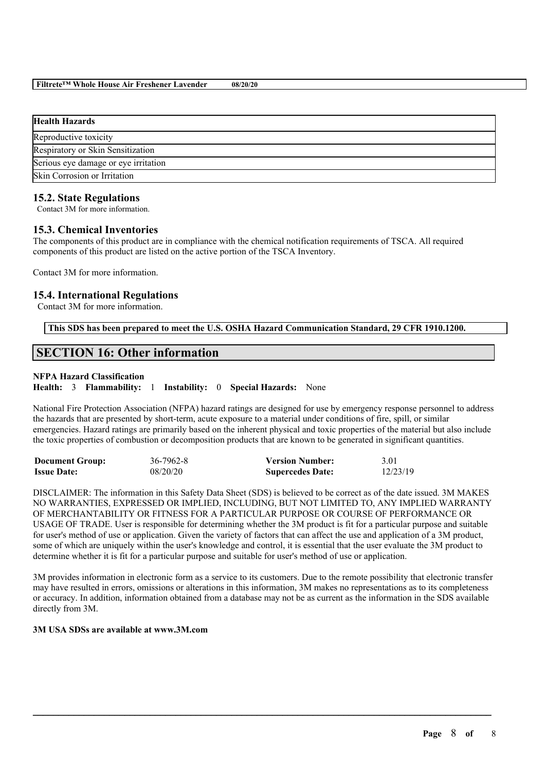| Health Hazards |
| --- |
| Reproductive toxicity |
| Respiratory or Skin Sensitization |
| Serious eye damage or eye irritation |
| Skin Corrosion or Irritation |

### 15.2. State Regulations

Contact 3M for more information.

### 15.3. Chemical Inventories

The components of this product are in compliance with the chemical notification requirements of TSCA. All required components of this product are listed on the active portion of the TSCA Inventory.

Contact 3M for more information.

### 15.4. International Regulations

Contact 3M for more information.

**This SDS has been prepared to meet the U.S. OSHA Hazard Communication Standard, 29 CFR 1910.1200.**

## SECTION 16: Other information

**NFPA Hazard Classification**

**Health:** 3 **Flammability:** 1 **Instability:** 0 **Special Hazards:** None

National Fire Protection Association (NFPA) hazard ratings are designed for use by emergency response personnel to address the hazards that are presented by short-term, acute exposure to a material under conditions of fire, spill, or similar emergencies. Hazard ratings are primarily based on the inherent physical and toxic properties of the material but also include the toxic properties of combustion or decomposition products that are known to be generated in significant quantities.

| | | | |
| --- | --- | --- | --- |
| **Document Group:** | 36-7962-8 | **Version Number:** | 3.01 |
| **Issue Date:** | 08/20/20 | **Supercedes Date:** | 12/23/19 |

DISCLAIMER: The information in this Safety Data Sheet (SDS) is believed to be correct as of the date issued. 3M MAKES NO WARRANTIES, EXPRESSED OR IMPLIED, INCLUDING, BUT NOT LIMITED TO, ANY IMPLIED WARRANTY OF MERCHANTABILITY OR FITNESS FOR A PARTICULAR PURPOSE OR COURSE OF PERFORMANCE OR USAGE OF TRADE. User is responsible for determining whether the 3M product is fit for a particular purpose and suitable for user's method of use or application. Given the variety of factors that can affect the use and application of a 3M product, some of which are uniquely within the user's knowledge and control, it is essential that the user evaluate the 3M product to determine whether it is fit for a particular purpose and suitable for user's method of use or application.

3M provides information in electronic form as a service to its customers. Due to the remote possibility that electronic transfer may have resulted in errors, omissions or alterations in this information, 3M makes no representations as to its completeness or accuracy. In addition, information obtained from a database may not be as current as the information in the SDS available directly from 3M.

**3M USA SDSs are available at www.3M.com**